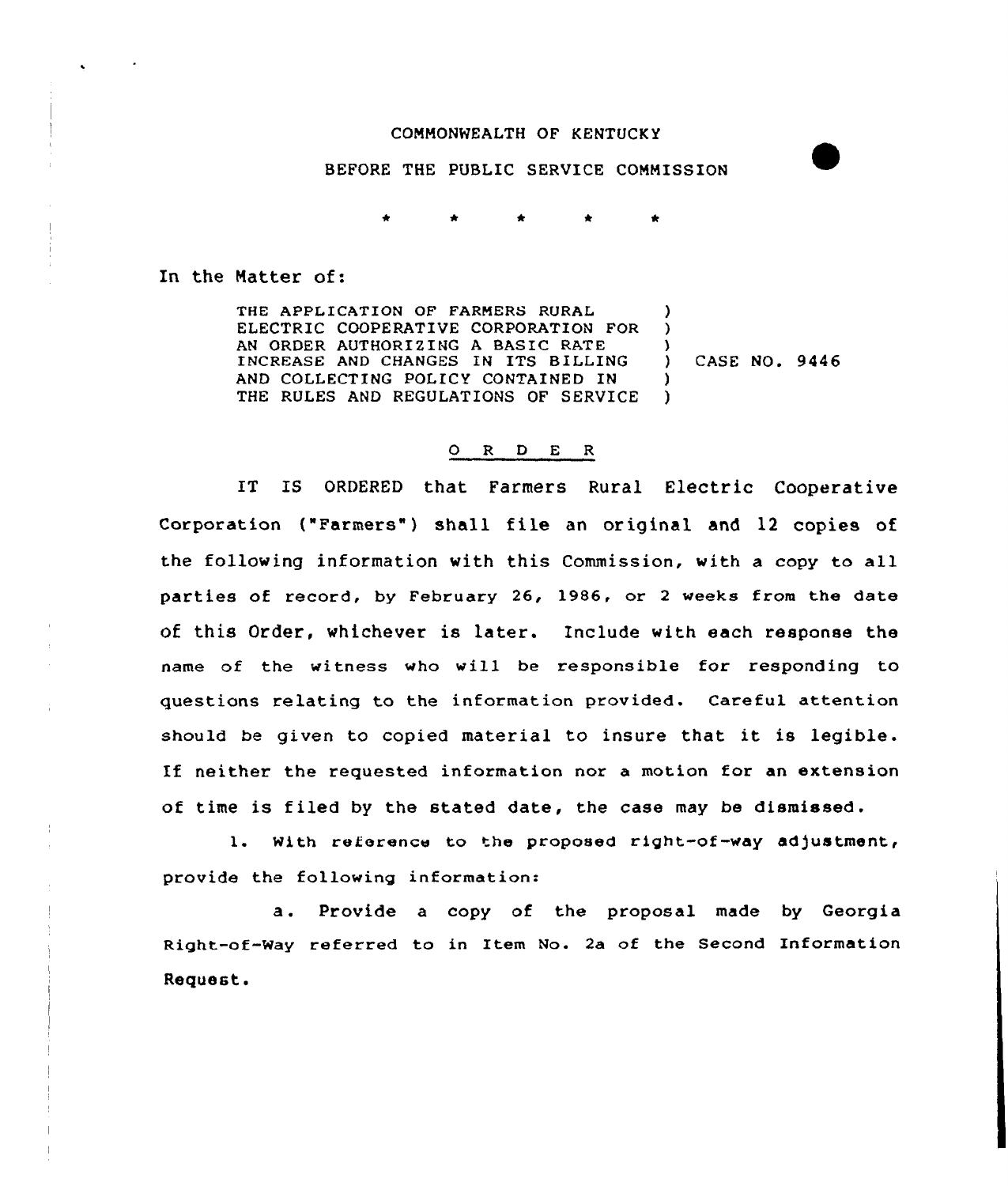COMMONWEALTH OF KENTUCKY

BEFORE THE PUBLIC SERVICE COMMISSION

\* \* \* \* \*

In the Matter of:

THE APPLICATION OF FARMERS RURAL ELECTRIC COOPERATIVE CORPORATION FOR AN ORDER AUTHORIZING A BASIC RATE INCREASE AND CHANGES IN ITS BILLING AND COLLECTING POLICY CONTAINED IN THE RULES AND REGULATIONS OF SERVICE ) CASE NO. 9446

## ORDER

IT IS ORDERED that Farmers Rural Electric Cooperative Corporation ("Farmers") shall file an original and 12 copies of the following information with this Commission, with a copy to all parties of record, by February 26, 1986, or 2 weeks from the date of this Order, whichever is later. Include with each response the name of the witness who will be responsible for responding to questions relating to the information provided. Careful attention should be given to copied material to insure that it is legible. If neither the requested information nor a motion for an extension of time is filed by the stated date, the case may be dismissed.

1. With reference to the proposed right-of-way adjustment, provide the following information:

   a. Provide a copy of the proposal made by Georgia Right-of-Way referred to in Item No. 2a of the Second Information Request.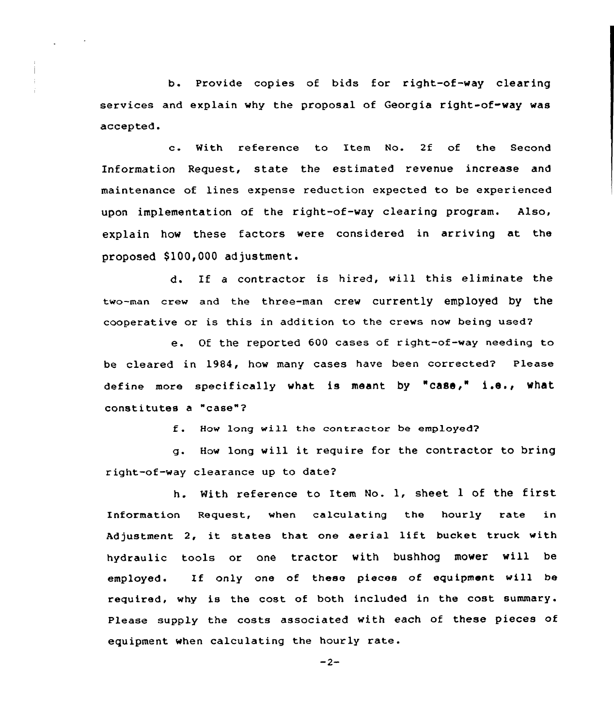b. Provide copies of bids for right-of-way clearing services and explain why the proposal of Georgia right-of-way was accepted.

c. With reference to Item No. 2f of the Second Information Request, state the estimated revenue increase and maintenance of lines expense reduction expected to be experienced upon implementation of the right-of-way clearing program. Also, explain how these factors were considered in arriving at the proposed $100,000 adjustment.

d. If a contractor is hired, will this eliminate the two-man crew and the three-man crew currently employed by the cooperative or is this in addition to the crews now being used?

e. Of the reported 600 cases of right-of-way needing to be cleared in 1984, how many cases have been corrected? Please define more specifically what is meant by "case," i.e., what constitutes a "case"?

f. How long will the contractor be employed?

g. How long will it require for the contractor to bring right-of-way clearance up to date?

h. With reference to Item No. 1, sheet 1 of the first Information Request, when calculating the hourly rate in Adjustment 2, it states that one aerial lift bucket truck with hydraulic tools or one tractor with bushhog mower will be employed. If only one of these pieces of equipment will be required, why is the cost of both included in the cost summary. Please supply the costs associated with each of these pieces of equipment when calculating the hourly rate.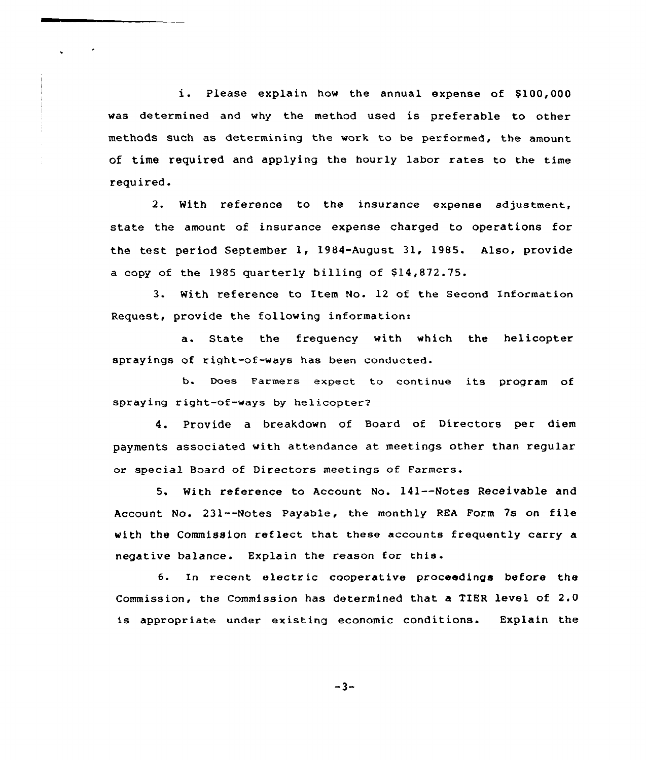i. Please explain how the annual expense of $100,000 was determined and why the method used is preferable to other methods such as determining the work to be performed, the amount of time required and applying the hourly labor rates to the time required.

2. With reference to the insurance expense adjustment, state the amount of insurance expense charged to operations for the test period September 1, 1984-August 31, 1985. Also, provide a copy of the 1985 quarterly billing of $14,872.75.

3. With reference to Item No. 12 of the Second Information Request, provide the following information:

a. State the frequency with which the helicopter sprayings of right-of-ways has been conducted.

b. Does Farmers expect to continue its program of spraying right-of-ways by helicopter?

4. Provide a breakdown of Board of Directors per diem payments associated with attendance at meetings other than regular or special Board of Directors meetings of Farmers.

5. With reference to Account No. 141--Notes Receivable and Account No. 231--Notes Payable, the monthly REA Form 7s on file with the Commission reflect that these accounts frequently carry a negative balance. Explain the reason for this.

6. In recent electric cooperative proceedings before the Commission, the Commission has determined that a TIER level of 2.0 is appropriate under existing economic conditions. Explain the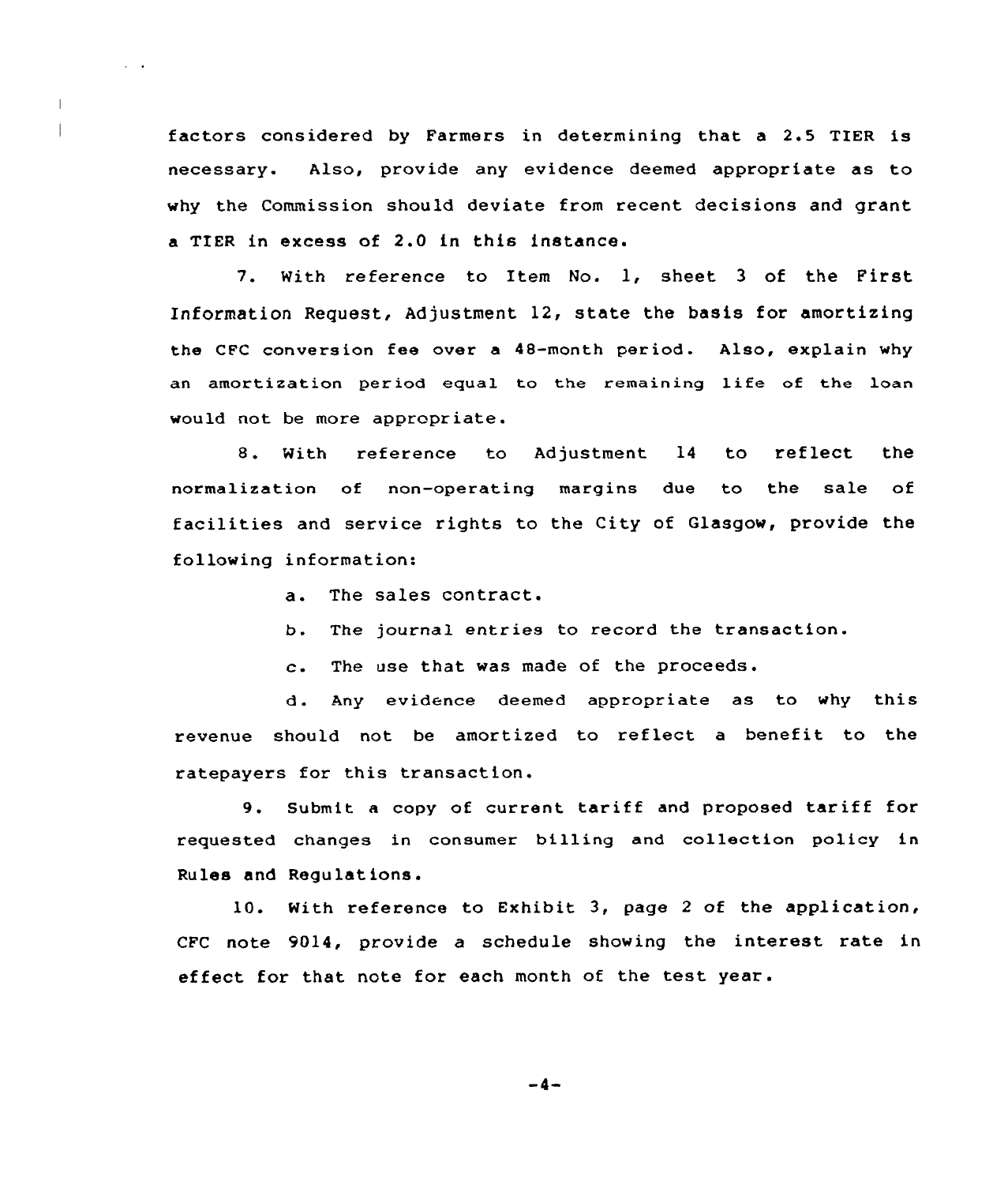factors considered by Farmers in determining that a 2.5 TIER is necessary. Also, provide any evidence deemed appropriate as to why the Commission should deviate from recent decisions and grant a TIER in excess of 2.0 in this instance.

7. With reference to Item No. 1, sheet 3 of the First Information Request, Adjustment 12, state the basis for amortizing the CFC conversion fee over a 48-month period. Also, explain why an amortization period equal to the remaining life of the loan would not be more appropriate.

8. With reference to Adjustment 14 to reflect the normalization of non-operating margins due to the sale of facilities and service rights to the City of Glasgow, provide the following information:

a. The sales contract.

b. The journal entries to record the transaction.

c. The use that was made of the proceeds.

d. Any evidence deemed appropriate as to why this revenue should not be amortized to reflect a benefit to the ratepayers for this transaction.

9. Submit a copy of current tariff and proposed tariff for requested changes in consumer billing and collection policy in Rules and Regulations.

10. With reference to Exhibit 3, page 2 of the application, CFC note 9014, provide a schedule showing the interest rate in effect for that note for each month of the test year.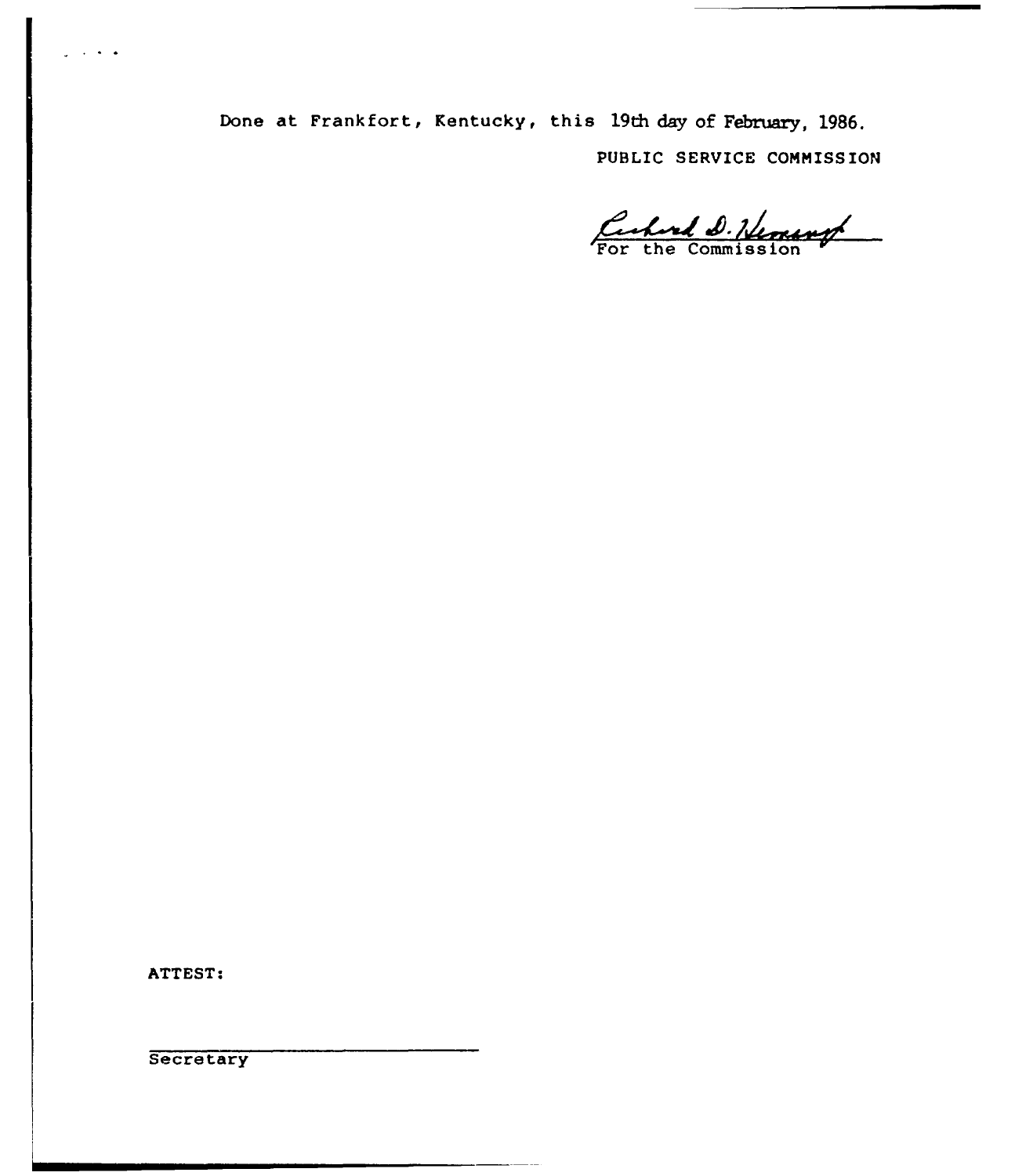Done at Frankfort, Kentucky, this 19th day of February, 1986.

PUBLIC SERVICE COMMISSION

For the Commission

ATTEST:

Secretary